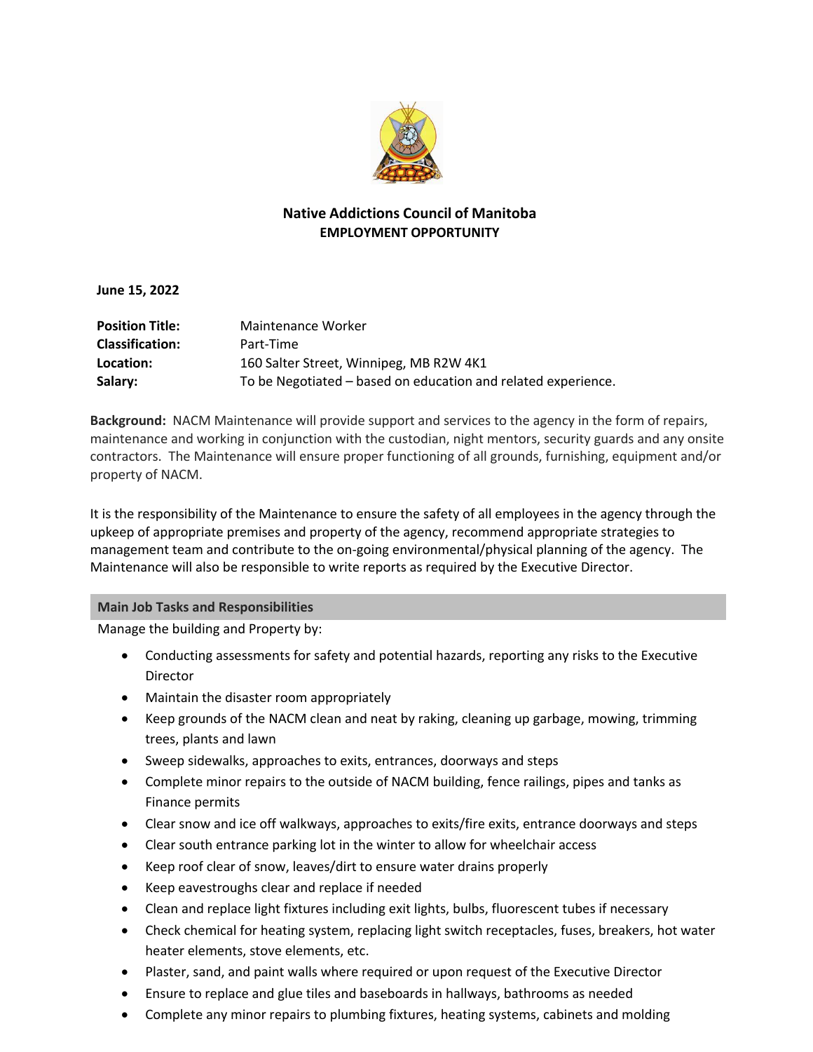# Native Addictions Council of Manitoba

## EMPLOYMENT OPPORTUNITY

**June 15, 2022**

| | |
|---|---|
| **Position Title:** | Maintenance Worker |
| **Classification:** | Part-Time |
| **Location:** | 160 Salter Street, Winnipeg, MB R2W 4K1 |
| **Salary:** | To be Negotiated – based on education and related experience. |

**Background:** NACM Maintenance will provide support and services to the agency in the form of repairs, maintenance and working in conjunction with the custodian, night mentors, security guards and any onsite contractors. The Maintenance will ensure proper functioning of all grounds, furnishing, equipment and/or property of NACM.

It is the responsibility of the Maintenance to ensure the safety of all employees in the agency through the upkeep of appropriate premises and property of the agency, recommend appropriate strategies to management team and contribute to the on-going environmental/physical planning of the agency. The Maintenance will also be responsible to write reports as required by the Executive Director.

### Main Job Tasks and Responsibilities

Manage the building and Property by:

- Conducting assessments for safety and potential hazards, reporting any risks to the Executive Director
- Maintain the disaster room appropriately
- Keep grounds of the NACM clean and neat by raking, cleaning up garbage, mowing, trimming trees, plants and lawn
- Sweep sidewalks, approaches to exits, entrances, doorways and steps
- Complete minor repairs to the outside of NACM building, fence railings, pipes and tanks as Finance permits
- Clear snow and ice off walkways, approaches to exits/fire exits, entrance doorways and steps
- Clear south entrance parking lot in the winter to allow for wheelchair access
- Keep roof clear of snow, leaves/dirt to ensure water drains properly
- Keep eavestroughs clear and replace if needed
- Clean and replace light fixtures including exit lights, bulbs, fluorescent tubes if necessary
- Check chemical for heating system, replacing light switch receptacles, fuses, breakers, hot water heater elements, stove elements, etc.
- Plaster, sand, and paint walls where required or upon request of the Executive Director
- Ensure to replace and glue tiles and baseboards in hallways, bathrooms as needed
- Complete any minor repairs to plumbing fixtures, heating systems, cabinets and molding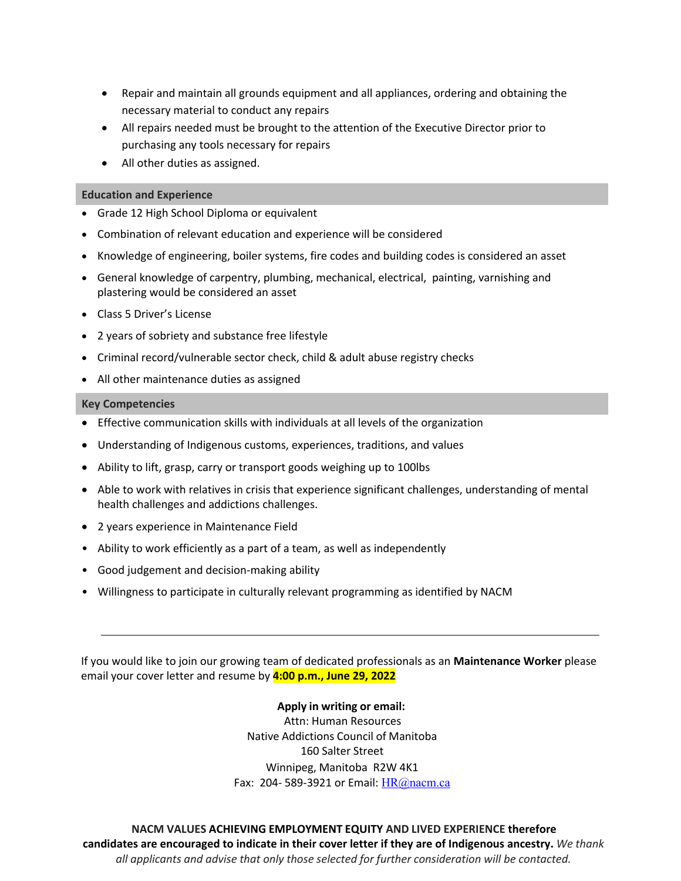- Repair and maintain all grounds equipment and all appliances, ordering and obtaining the necessary material to conduct any repairs
- All repairs needed must be brought to the attention of the Executive Director prior to purchasing any tools necessary for repairs
- All other duties as assigned.

## Education and Experience

- Grade 12 High School Diploma or equivalent
- Combination of relevant education and experience will be considered
- Knowledge of engineering, boiler systems, fire codes and building codes is considered an asset
- General knowledge of carpentry, plumbing, mechanical, electrical, painting, varnishing and plastering would be considered an asset
- Class 5 Driver's License
- 2 years of sobriety and substance free lifestyle
- Criminal record/vulnerable sector check, child & adult abuse registry checks
- All other maintenance duties as assigned

## Key Competencies

- Effective communication skills with individuals at all levels of the organization
- Understanding of Indigenous customs, experiences, traditions, and values
- Ability to lift, grasp, carry or transport goods weighing up to 100lbs
- Able to work with relatives in crisis that experience significant challenges, understanding of mental health challenges and addictions challenges.
- 2 years experience in Maintenance Field
- Ability to work efficiently as a part of a team, as well as independently
- Good judgement and decision-making ability
- Willingness to participate in culturally relevant programming as identified by NACM

---

If you would like to join our growing team of dedicated professionals as an **Maintenance Worker** please email your cover letter and resume by **4:00 p.m., June 29, 2022**

**Apply in writing or email:**
Attn: Human Resources
Native Addictions Council of Manitoba
160 Salter Street
Winnipeg, Manitoba R2W 4K1
Fax: 204- 589-3921 or Email: HR@nacm.ca

**NACM VALUES ACHIEVING EMPLOYMENT EQUITY AND LIVED EXPERIENCE therefore candidates are encouraged to indicate in their cover letter if they are of Indigenous ancestry.** *We thank all applicants and advise that only those selected for further consideration will be contacted.*